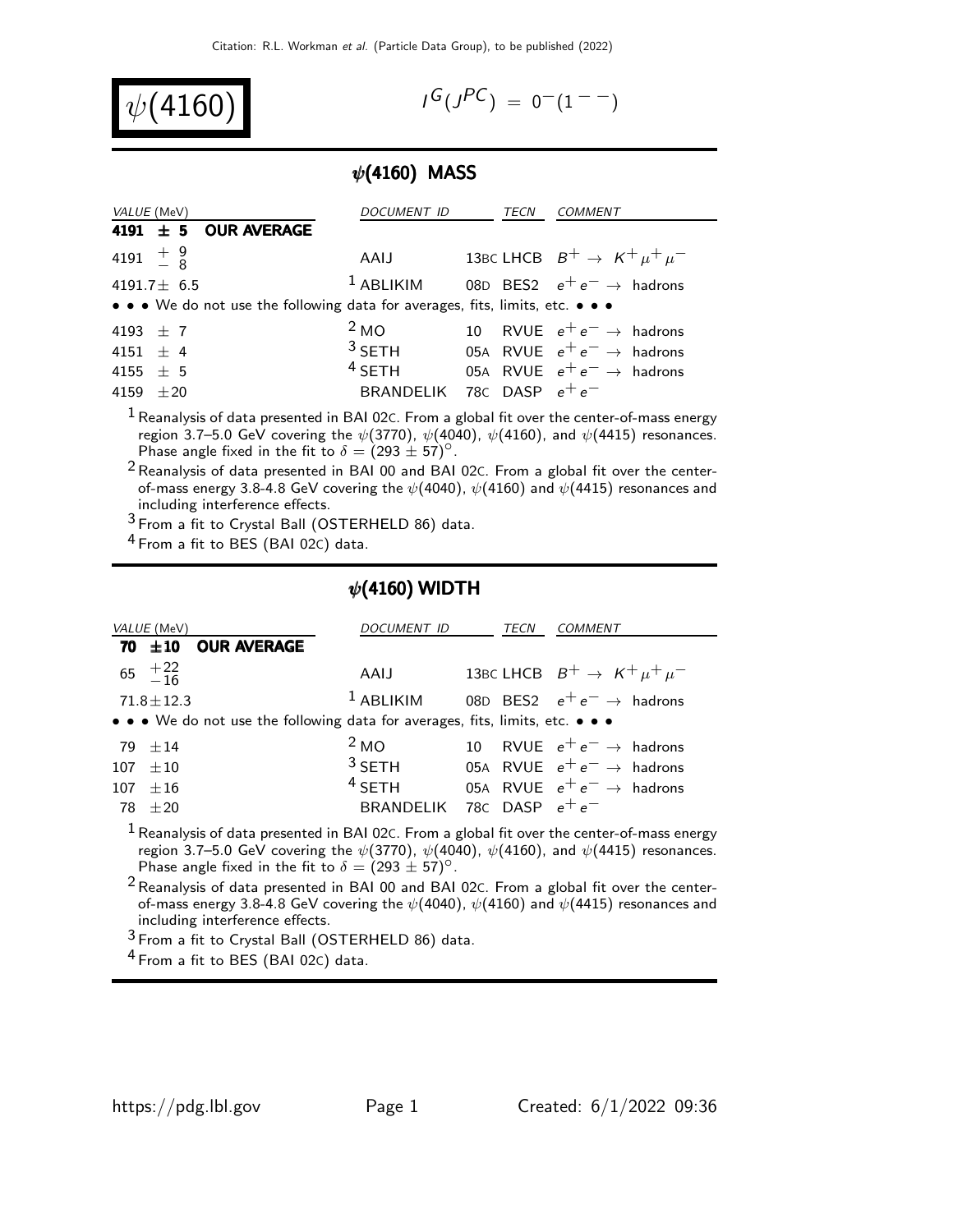# $\psi(4160)$

$I^G(J^{PC}) = 0^-(1^{--})$

## $\psi(4160)$ MASS

| VALUE (MeV) | DOCUMENT ID | TECN | COMMENT |
|---|---|---|---|
| **4191 ± 5 OUR AVERAGE** | | | |
| $4191 {}^{+9}_{-8}$ | AAIJ | 13BC LHCB | $B^+ \to K^+ \mu^+ \mu^-$ |
| $4191.7 \pm 6.5$ | [1] ABLIKIM | 08D BES2 | $e^+ e^- \to$ hadrons |
| • • • We do not use the following data for averages, fits, limits, etc. • • • | | | |
| $4193 \pm 7$ | [2] MO | 10 RVUE | $e^+ e^- \to$ hadrons |
| $4151 \pm 4$ | [3] SETH | 05A RVUE | $e^+ e^- \to$ hadrons |
| $4155 \pm 5$ | [4] SETH | 05A RVUE | $e^+ e^- \to$ hadrons |
| $4159 \pm 20$ | BRANDELIK | 78C DASP | $e^+ e^-$ |

[1] Reanalysis of data presented in BAI 02C. From a global fit over the center-of-mass energy region 3.7–5.0 GeV covering the $\psi(3770)$, $\psi(4040)$, $\psi(4160)$, and $\psi(4415)$ resonances. Phase angle fixed in the fit to $\delta = (293 \pm 57)^\circ$.

[2] Reanalysis of data presented in BAI 00 and BAI 02C. From a global fit over the center-of-mass energy 3.8-4.8 GeV covering the $\psi(4040)$, $\psi(4160)$ and $\psi(4415)$ resonances and including interference effects.

[3] From a fit to Crystal Ball (OSTERHELD 86) data.

[4] From a fit to BES (BAI 02C) data.

## $\psi(4160)$ WIDTH

| VALUE (MeV) | DOCUMENT ID | TECN | COMMENT |
|---|---|---|---|
| **70 ±10 OUR AVERAGE** | | | |
| $65 {}^{+22}_{-16}$ | AAIJ | 13BC LHCB | $B^+ \to K^+ \mu^+ \mu^-$ |
| $71.8 \pm 12.3$ | [1] ABLIKIM | 08D BES2 | $e^+ e^- \to$ hadrons |
| • • • We do not use the following data for averages, fits, limits, etc. • • • | | | |
| $79 \pm 14$ | [2] MO | 10 RVUE | $e^+ e^- \to$ hadrons |
| $107 \pm 10$ | [3] SETH | 05A RVUE | $e^+ e^- \to$ hadrons |
| $107 \pm 16$ | [4] SETH | 05A RVUE | $e^+ e^- \to$ hadrons |
| $78 \pm 20$ | BRANDELIK | 78C DASP | $e^+ e^-$ |

[1] Reanalysis of data presented in BAI 02C. From a global fit over the center-of-mass energy region 3.7–5.0 GeV covering the $\psi(3770)$, $\psi(4040)$, $\psi(4160)$, and $\psi(4415)$ resonances. Phase angle fixed in the fit to $\delta = (293 \pm 57)^\circ$.

[2] Reanalysis of data presented in BAI 00 and BAI 02C. From a global fit over the center-of-mass energy 3.8-4.8 GeV covering the $\psi(4040)$, $\psi(4160)$ and $\psi(4415)$ resonances and including interference effects.

[3] From a fit to Crystal Ball (OSTERHELD 86) data.

[4] From a fit to BES (BAI 02C) data.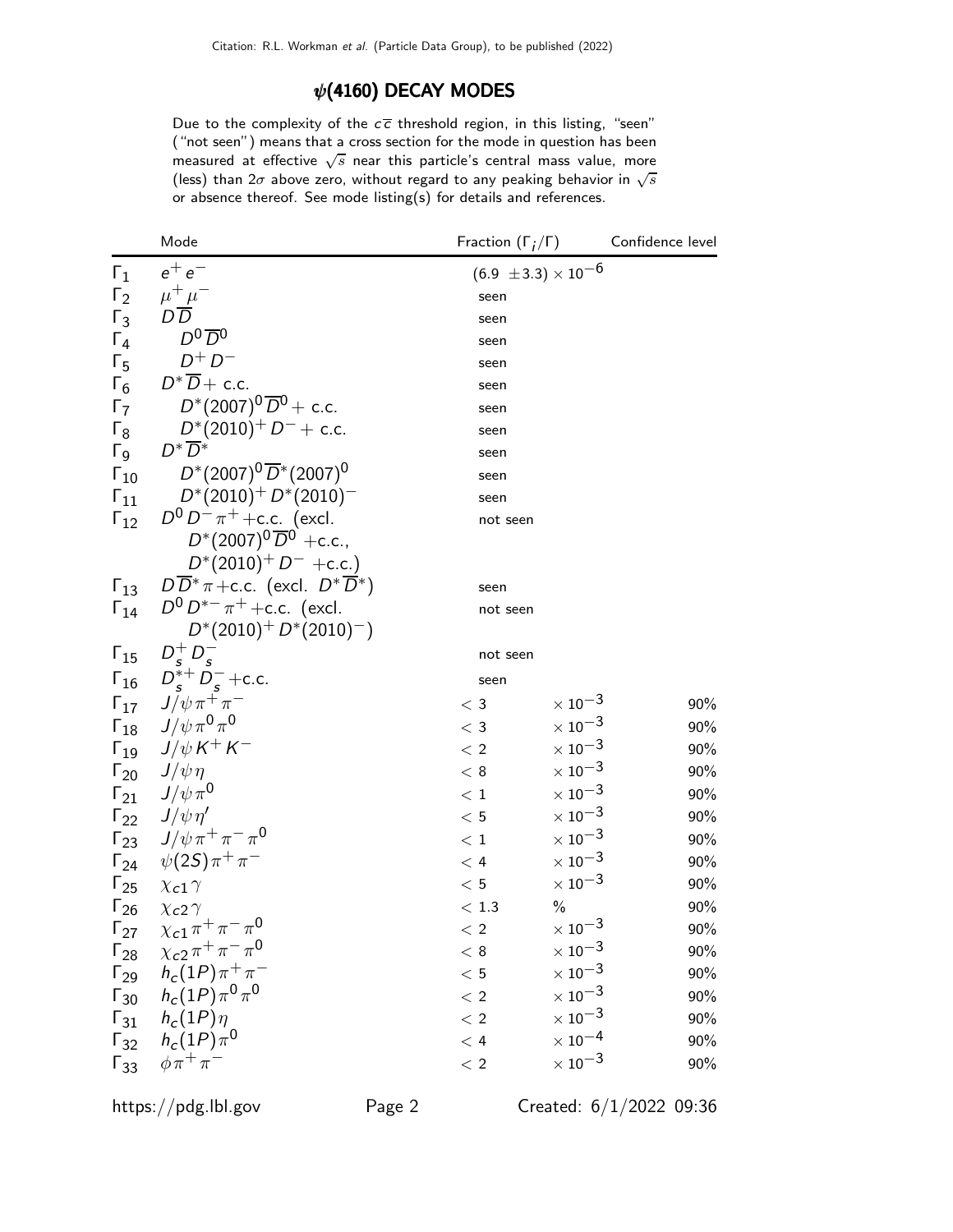## $\psi(4160)$ DECAY MODES

Due to the complexity of the $c\overline{c}$ threshold region, in this listing, "seen" ("not seen") means that a cross section for the mode in question has been measured at effective $\sqrt{s}$ near this particle's central mass value, more (less) than $2\sigma$ above zero, without regard to any peaking behavior in $\sqrt{s}$ or absence thereof. See mode listing(s) for details and references.

| | Mode | Fraction ($\Gamma_i/\Gamma$) | Confidence level |
|---|---|---|---|
| $\Gamma_1$ | $e^+e^-$ | $(6.9 \pm 3.3) \times 10^{-6}$ | |
| $\Gamma_2$ | $\mu^+\mu^-$ | seen | |
| $\Gamma_3$ | $D\overline{D}$ | seen | |
| $\Gamma_4$ | $D^0\overline{D}^0$ | seen | |
| $\Gamma_5$ | $D^+D^-$ | seen | |
| $\Gamma_6$ | $D^*\overline{D}$ + c.c. | seen | |
| $\Gamma_7$ | $D^*(2007)^0\overline{D}^0$ + c.c. | seen | |
| $\Gamma_8$ | $D^*(2010)^+D^-$ + c.c. | seen | |
| $\Gamma_9$ | $D^*\overline{D}^*$ | seen | |
| $\Gamma_{10}$ | $D^*(2007)^0\overline{D}^*(2007)^0$ | seen | |
| $\Gamma_{11}$ | $D^*(2010)^+D^*(2010)^-$ | seen | |
| $\Gamma_{12}$ | $D^0D^-\pi^+$+c.c. (excl. $D^*(2007)^0\overline{D}^0$ +c.c., $D^*(2010)^+D^-$ +c.c.) | not seen | |
| $\Gamma_{13}$ | $D\overline{D}^*\pi$+c.c. (excl. $D^*\overline{D}^*$) | seen | |
| $\Gamma_{14}$ | $D^0D^{*-}\pi^+$+c.c. (excl. $D^*(2010)^+D^*(2010)^-$) | not seen | |
| $\Gamma_{15}$ | $D_s^+D_s^-$ | not seen | |
| $\Gamma_{16}$ | $D_s^{*+}D_s^-$+c.c. | seen | |
| $\Gamma_{17}$ | $J/\psi\pi^+\pi^-$ | $< 3 \times 10^{-3}$ | 90% |
| $\Gamma_{18}$ | $J/\psi\pi^0\pi^0$ | $< 3 \times 10^{-3}$ | 90% |
| $\Gamma_{19}$ | $J/\psi K^+K^-$ | $< 2 \times 10^{-3}$ | 90% |
| $\Gamma_{20}$ | $J/\psi\eta$ | $< 8 \times 10^{-3}$ | 90% |
| $\Gamma_{21}$ | $J/\psi\pi^0$ | $< 1 \times 10^{-3}$ | 90% |
| $\Gamma_{22}$ | $J/\psi\eta'$ | $< 5 \times 10^{-3}$ | 90% |
| $\Gamma_{23}$ | $J/\psi\pi^+\pi^-\pi^0$ | $< 1 \times 10^{-3}$ | 90% |
| $\Gamma_{24}$ | $\psi(2S)\pi^+\pi^-$ | $< 4 \times 10^{-3}$ | 90% |
| $\Gamma_{25}$ | $\chi_{c1}\gamma$ | $< 5 \times 10^{-3}$ | 90% |
| $\Gamma_{26}$ | $\chi_{c2}\gamma$ | $< 1.3$ % | 90% |
| $\Gamma_{27}$ | $\chi_{c1}\pi^+\pi^-\pi^0$ | $< 2 \times 10^{-3}$ | 90% |
| $\Gamma_{28}$ | $\chi_{c2}\pi^+\pi^-\pi^0$ | $< 8 \times 10^{-3}$ | 90% |
| $\Gamma_{29}$ | $h_c(1P)\pi^+\pi^-$ | $< 5 \times 10^{-3}$ | 90% |
| $\Gamma_{30}$ | $h_c(1P)\pi^0\pi^0$ | $< 2 \times 10^{-3}$ | 90% |
| $\Gamma_{31}$ | $h_c(1P)\eta$ | $< 2 \times 10^{-3}$ | 90% |
| $\Gamma_{32}$ | $h_c(1P)\pi^0$ | $< 4 \times 10^{-4}$ | 90% |
| $\Gamma_{33}$ | $\phi\pi^+\pi^-$ | $< 2 \times 10^{-3}$ | 90% |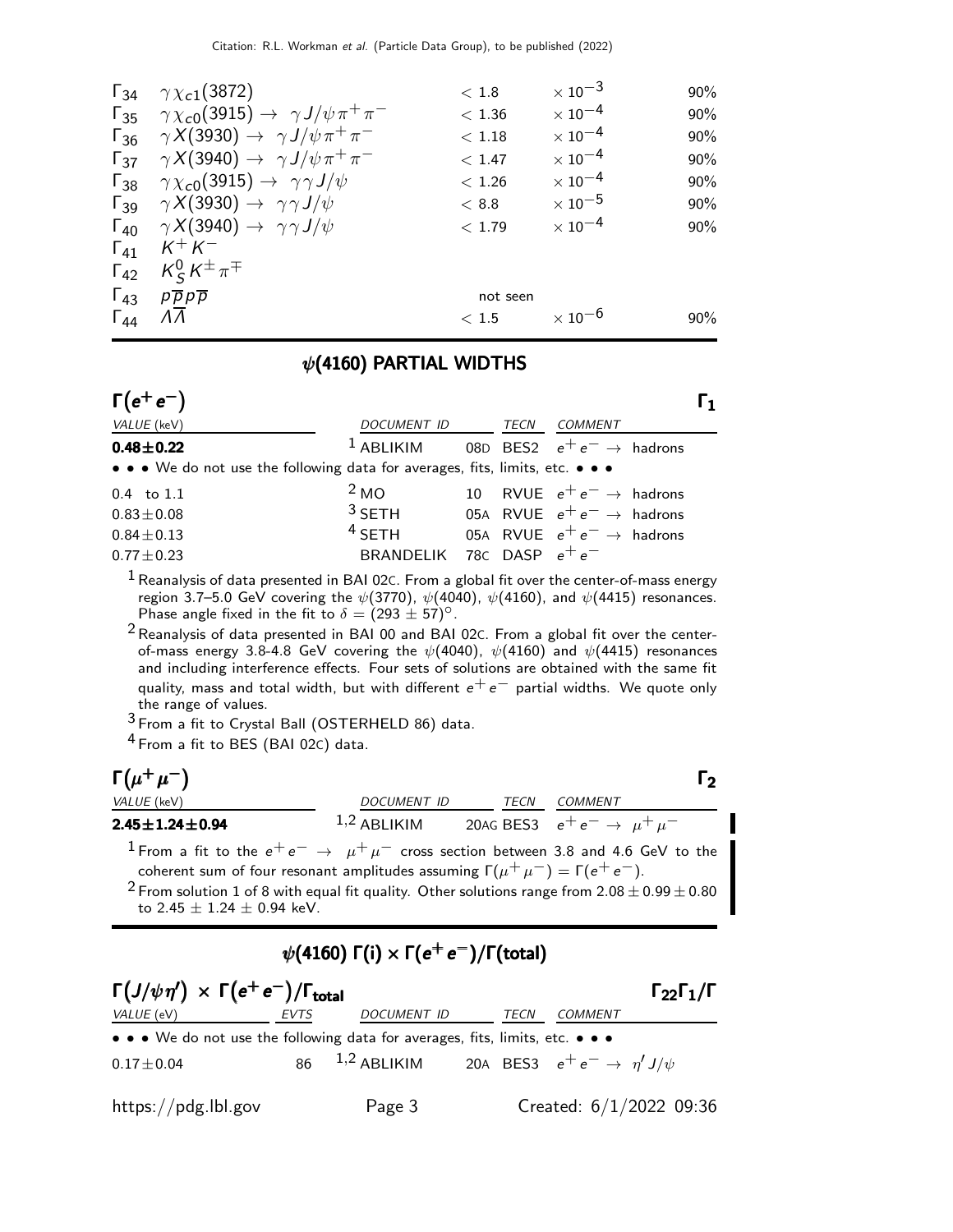| | | | | |
|---|---|---|---|---|
| $\Gamma_{34}$ | $\gamma \chi_{c1}(3872)$ | $< 1.8$ | $\times 10^{-3}$ | 90% |
| $\Gamma_{35}$ | $\gamma \chi_{c0}(3915) \to \gamma J/\psi \pi^+ \pi^-$ | $< 1.36$ | $\times 10^{-4}$ | 90% |
| $\Gamma_{36}$ | $\gamma X(3930) \to \gamma J/\psi \pi^+ \pi^-$ | $< 1.18$ | $\times 10^{-4}$ | 90% |
| $\Gamma_{37}$ | $\gamma X(3940) \to \gamma J/\psi \pi^+ \pi^-$ | $< 1.47$ | $\times 10^{-4}$ | 90% |
| $\Gamma_{38}$ | $\gamma \chi_{c0}(3915) \to \gamma \gamma J/\psi$ | $< 1.26$ | $\times 10^{-4}$ | 90% |
| $\Gamma_{39}$ | $\gamma X(3930) \to \gamma \gamma J/\psi$ | $< 8.8$ | $\times 10^{-5}$ | 90% |
| $\Gamma_{40}$ | $\gamma X(3940) \to \gamma \gamma J/\psi$ | $< 1.79$ | $\times 10^{-4}$ | 90% |
| $\Gamma_{41}$ | $K^+ K^-$ | | | |
| $\Gamma_{42}$ | $K^0_S K^\pm \pi^\mp$ | | | |
| $\Gamma_{43}$ | $p \overline{p} p \overline{p}$ | not seen | | |
| $\Gamma_{44}$ | $\Lambda \overline{\Lambda}$ | $< 1.5$ | $\times 10^{-6}$ | 90% |

## $\psi$(4160) PARTIAL WIDTHS

### $\Gamma(e^+e^-)$ — $\Gamma_1$

| VALUE (keV) | DOCUMENT ID | | TECN | COMMENT |
|---|---|---|---|---|
| **0.48±0.22** | [1] ABLIKIM | 08D | BES2 | $e^+e^- \to$ hadrons |
| • • • We do not use the following data for averages, fits, limits, etc. • • • | | | | |
| 0.4 to 1.1 | [2] MO | 10 | RVUE | $e^+e^- \to$ hadrons |
| $0.83\pm0.08$ | [3] SETH | 05A | RVUE | $e^+e^- \to$ hadrons |
| $0.84\pm0.13$ | [4] SETH | 05A | RVUE | $e^+e^- \to$ hadrons |
| $0.77\pm0.23$ | BRANDELIK | 78C | DASP | $e^+e^-$ |

[1] Reanalysis of data presented in BAI 02C. From a global fit over the center-of-mass energy region 3.7–5.0 GeV covering the $\psi(3770)$, $\psi(4040)$, $\psi(4160)$, and $\psi(4415)$ resonances. Phase angle fixed in the fit to $\delta = (293 \pm 57)^\circ$.

[2] Reanalysis of data presented in BAI 00 and BAI 02C. From a global fit over the center-of-mass energy 3.8-4.8 GeV covering the $\psi(4040)$, $\psi(4160)$ and $\psi(4415)$ resonances and including interference effects. Four sets of solutions are obtained with the same fit quality, mass and total width, but with different $e^+e^-$ partial widths. We quote only the range of values.

[3] From a fit to Crystal Ball (OSTERHELD 86) data.

[4] From a fit to BES (BAI 02C) data.

### $\Gamma(\mu^+\mu^-)$ — $\Gamma_2$

| VALUE (keV) | DOCUMENT ID | | TECN | COMMENT |
|---|---|---|---|---|
| **2.45±1.24±0.94** | [1,2] ABLIKIM | 20AG | BES3 | $e^+e^- \to \mu^+\mu^-$ |

[1] From a fit to the $e^+e^- \to \mu^+\mu^-$ cross section between 3.8 and 4.6 GeV to the coherent sum of four resonant amplitudes assuming $\Gamma(\mu^+\mu^-) = \Gamma(e^+e^-)$.

[2] From solution 1 of 8 with equal fit quality. Other solutions range from $2.08 \pm 0.99 \pm 0.80$ to $2.45 \pm 1.24 \pm 0.94$ keV.

## $\psi$(4160) $\Gamma$(i) × $\Gamma(e^+e^-)$/$\Gamma$(total)

### $\Gamma(J/\psi\eta') \times \Gamma(e^+e^-)/\Gamma_{\text{total}}$ — $\Gamma_{22}\Gamma_1/\Gamma$

| VALUE (eV) | EVTS | DOCUMENT ID | | TECN | COMMENT |
|---|---|---|---|---|---|
| • • • We do not use the following data for averages, fits, limits, etc. • • • | | | | | |
| $0.17\pm0.04$ | 86 | [1,2] ABLIKIM | 20A | BES3 | $e^+e^- \to \eta' J/\psi$ |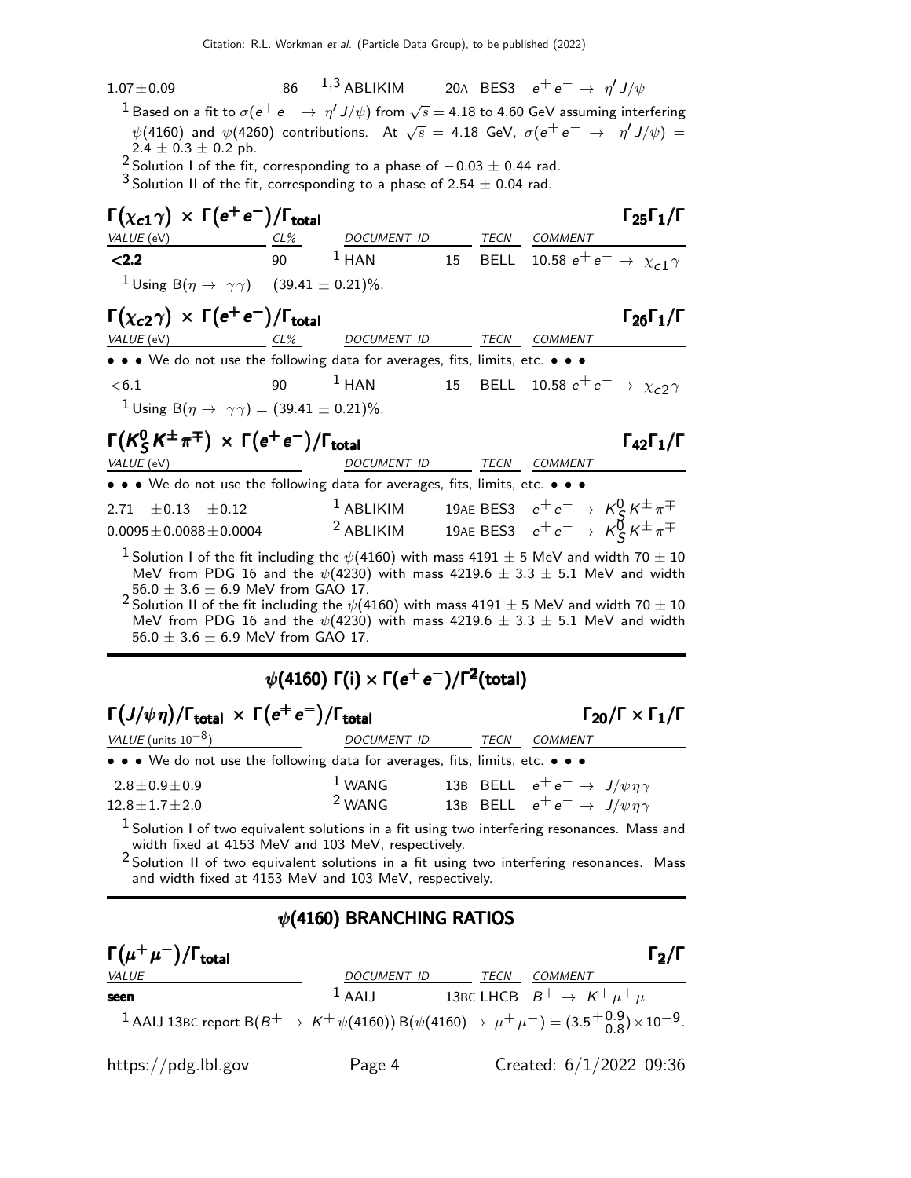| | | | | | |
|---|---|---|---|---|---|
| $1.07 \pm 0.09$ | 86 | [1,3] ABLIKIM | 20A | BES3 | $e^+e^- \rightarrow \eta' J/\psi$ |

[1] Based on a fit to $\sigma(e^+e^- \rightarrow \eta' J/\psi)$ from $\sqrt{s}$ = 4.18 to 4.60 GeV assuming interfering $\psi(4160)$ and $\psi(4260)$ contributions. At $\sqrt{s}$ = 4.18 GeV, $\sigma(e^+e^- \rightarrow \eta' J/\psi)$ = 2.4 ± 0.3 ± 0.2 pb.

[2] Solution I of the fit, corresponding to a phase of −0.03 ± 0.44 rad.

[3] Solution II of the fit, corresponding to a phase of 2.54 ± 0.04 rad.

### $\Gamma(\chi_{c1}\gamma) \times \Gamma(e^+e^-)/\Gamma_{\text{total}}$ $\qquad \Gamma_{25}\Gamma_1/\Gamma$

| VALUE (eV) | CL% | DOCUMENT ID | | TECN | COMMENT |
|---|---|---|---|---|---|
| **<2.2** | 90 | [1] HAN | 15 | BELL | 10.58 $e^+e^- \rightarrow \chi_{c1}\gamma$ |

[1] Using B($\eta \rightarrow \gamma\gamma$) = (39.41 ± 0.21)%.

### $\Gamma(\chi_{c2}\gamma) \times \Gamma(e^+e^-)/\Gamma_{\text{total}}$ $\qquad \Gamma_{26}\Gamma_1/\Gamma$

| VALUE (eV) | CL% | DOCUMENT ID | | TECN | COMMENT |
|---|---|---|---|---|---|
| • • • We do not use the following data for averages, fits, limits, etc. • • • | | | | | |
| <6.1 | 90 | [1] HAN | 15 | BELL | 10.58 $e^+e^- \rightarrow \chi_{c2}\gamma$ |

[1] Using B($\eta \rightarrow \gamma\gamma$) = (39.41 ± 0.21)%.

### $\Gamma(K^0_S K^\pm \pi^\mp) \times \Gamma(e^+e^-)/\Gamma_{\text{total}}$ $\qquad \Gamma_{42}\Gamma_1/\Gamma$

| VALUE (eV) | DOCUMENT ID | | TECN | COMMENT |
|---|---|---|---|---|
| • • • We do not use the following data for averages, fits, limits, etc. • • • | | | | |
| 2.71 ± 0.13 ± 0.12 | [1] ABLIKIM | 19AE | BES3 | $e^+e^- \rightarrow K^0_S K^\pm \pi^\mp$ |
| 0.0095 ± 0.0088 ± 0.0004 | [2] ABLIKIM | 19AE | BES3 | $e^+e^- \rightarrow K^0_S K^\pm \pi^\mp$ |

[1] Solution I of the fit including the $\psi(4160)$ with mass 4191 ± 5 MeV and width 70 ± 10 MeV from PDG 16 and the $\psi(4230)$ with mass 4219.6 ± 3.3 ± 5.1 MeV and width 56.0 ± 3.6 ± 6.9 MeV from GAO 17.

[2] Solution II of the fit including the $\psi(4160)$ with mass 4191 ± 5 MeV and width 70 ± 10 MeV from PDG 16 and the $\psi(4230)$ with mass 4219.6 ± 3.3 ± 5.1 MeV and width 56.0 ± 3.6 ± 6.9 MeV from GAO 17.

## $\psi(4160)$ $\Gamma(i) \times \Gamma(e^+e^-)/\Gamma^2(\text{total})$

### $\Gamma(J/\psi\eta)/\Gamma_{\text{total}} \times \Gamma(e^+e^-)/\Gamma_{\text{total}}$ $\qquad \Gamma_{20}/\Gamma \times \Gamma_1/\Gamma$

| VALUE (units $10^{-8}$) | DOCUMENT ID | | TECN | COMMENT |
|---|---|---|---|---|
| • • • We do not use the following data for averages, fits, limits, etc. • • • | | | | |
| 2.8 ± 0.9 ± 0.9 | [1] WANG | 13B | BELL | $e^+e^- \rightarrow J/\psi\eta\gamma$ |
| 12.8 ± 1.7 ± 2.0 | [2] WANG | 13B | BELL | $e^+e^- \rightarrow J/\psi\eta\gamma$ |

[1] Solution I of two equivalent solutions in a fit using two interfering resonances. Mass and width fixed at 4153 MeV and 103 MeV, respectively.

[2] Solution II of two equivalent solutions in a fit using two interfering resonances. Mass and width fixed at 4153 MeV and 103 MeV, respectively.

## $\psi(4160)$ BRANCHING RATIOS

### $\Gamma(\mu^+\mu^-)/\Gamma_{\text{total}}$ $\qquad \Gamma_2/\Gamma$

| VALUE | DOCUMENT ID | | TECN | COMMENT |
|---|---|---|---|---|
| **seen** | [1] AAIJ | 13BC | LHCB | $B^+ \rightarrow K^+\mu^+\mu^-$ |

[1] AAIJ 13BC report B($B^+ \rightarrow K^+\psi(4160)$) B($\psi(4160) \rightarrow \mu^+\mu^-$) = $(3.5^{+0.9}_{-0.8}) \times 10^{-9}$.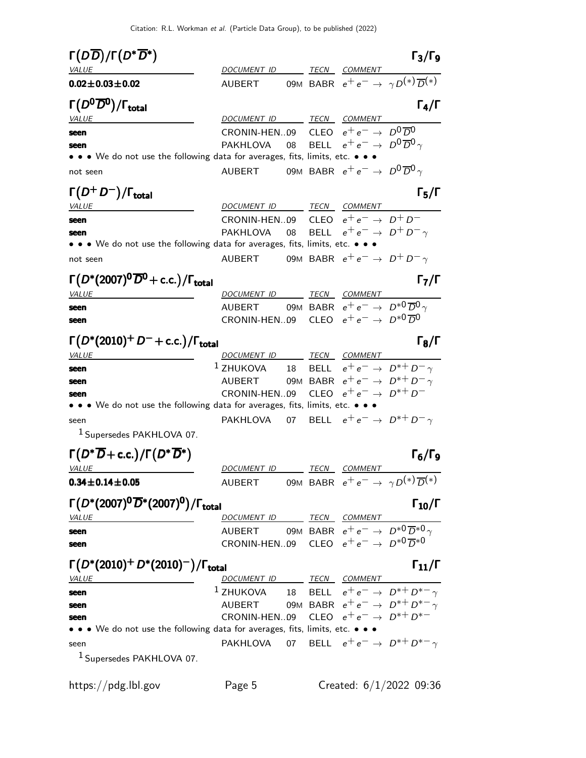### $\Gamma(D\overline{D})/\Gamma(D^*\overline{D}^*)$ — $\Gamma_3/\Gamma_9$

| VALUE | DOCUMENT ID | | TECN | COMMENT |
|---|---|---|---|---|
| **0.02±0.03±0.02** | AUBERT | 09M | BABR | $e^+e^- \rightarrow \gamma D^{(*)}\overline{D}^{(*)}$ |

### $\Gamma(D^0\overline{D}^0)/\Gamma_{\text{total}}$ — $\Gamma_4/\Gamma$

| VALUE | DOCUMENT ID | | TECN | COMMENT |
|---|---|---|---|---|
| **seen** | CRONIN-HEN..09 | | CLEO | $e^+e^- \rightarrow D^0\overline{D}^0$ |
| **seen** | PAKHLOVA | 08 | BELL | $e^+e^- \rightarrow D^0\overline{D}^0\gamma$ |
| • • • We do not use the following data for averages, fits, limits, etc. • • • | | | | |
| not seen | AUBERT | 09M | BABR | $e^+e^- \rightarrow D^0\overline{D}^0\gamma$ |

### $\Gamma(D^+D^-)/\Gamma_{\text{total}}$ — $\Gamma_5/\Gamma$

| VALUE | DOCUMENT ID | | TECN | COMMENT |
|---|---|---|---|---|
| **seen** | CRONIN-HEN..09 | | CLEO | $e^+e^- \rightarrow D^+D^-$ |
| **seen** | PAKHLOVA | 08 | BELL | $e^+e^- \rightarrow D^+D^-\gamma$ |
| • • • We do not use the following data for averages, fits, limits, etc. • • • | | | | |
| not seen | AUBERT | 09M | BABR | $e^+e^- \rightarrow D^+D^-\gamma$ |

### $\Gamma(D^*(2007)^0\overline{D}^0 + \text{c.c.})/\Gamma_{\text{total}}$ — $\Gamma_7/\Gamma$

| VALUE | DOCUMENT ID | | TECN | COMMENT |
|---|---|---|---|---|
| **seen** | AUBERT | 09M | BABR | $e^+e^- \rightarrow D^{*0}\overline{D}^0\gamma$ |
| **seen** | CRONIN-HEN..09 | | CLEO | $e^+e^- \rightarrow D^{*0}\overline{D}^0$ |

### $\Gamma(D^*(2010)^+D^- + \text{c.c.})/\Gamma_{\text{total}}$ — $\Gamma_8/\Gamma$

| VALUE | DOCUMENT ID | | TECN | COMMENT |
|---|---|---|---|---|
| **seen** | [1] ZHUKOVA | 18 | BELL | $e^+e^- \rightarrow D^{*+}D^-\gamma$ |
| **seen** | AUBERT | 09M | BABR | $e^+e^- \rightarrow D^{*+}D^-\gamma$ |
| **seen** | CRONIN-HEN..09 | | CLEO | $e^+e^- \rightarrow D^{*+}D^-$ |
| • • • We do not use the following data for averages, fits, limits, etc. • • • | | | | |
| seen | PAKHLOVA | 07 | BELL | $e^+e^- \rightarrow D^{*+}D^-\gamma$ |

[1] Supersedes PAKHLOVA 07.

### $\Gamma(D^*\overline{D} + \text{c.c.})/\Gamma(D^*\overline{D}^*)$ — $\Gamma_6/\Gamma_9$

| VALUE | DOCUMENT ID | | TECN | COMMENT |
|---|---|---|---|---|
| **0.34±0.14±0.05** | AUBERT | 09M | BABR | $e^+e^- \rightarrow \gamma D^{(*)}\overline{D}^{(*)}$ |

### $\Gamma(D^*(2007)^0\overline{D}^*(2007)^0)/\Gamma_{\text{total}}$ — $\Gamma_{10}/\Gamma$

| VALUE | DOCUMENT ID | | TECN | COMMENT |
|---|---|---|---|---|
| **seen** | AUBERT | 09M | BABR | $e^+e^- \rightarrow D^{*0}\overline{D}^{*0}\gamma$ |
| **seen** | CRONIN-HEN..09 | | CLEO | $e^+e^- \rightarrow D^{*0}\overline{D}^{*0}$ |

### $\Gamma(D^*(2010)^+D^*(2010)^-)/\Gamma_{\text{total}}$ — $\Gamma_{11}/\Gamma$

| VALUE | DOCUMENT ID | | TECN | COMMENT |
|---|---|---|---|---|
| **seen** | [1] ZHUKOVA | 18 | BELL | $e^+e^- \rightarrow D^{*+}D^{*-}\gamma$ |
| **seen** | AUBERT | 09M | BABR | $e^+e^- \rightarrow D^{*+}D^{*-}\gamma$ |
| **seen** | CRONIN-HEN..09 | | CLEO | $e^+e^- \rightarrow D^{*+}D^{*-}$ |
| • • • We do not use the following data for averages, fits, limits, etc. • • • | | | | |
| seen | PAKHLOVA | 07 | BELL | $e^+e^- \rightarrow D^{*+}D^{*-}\gamma$ |

[1] Supersedes PAKHLOVA 07.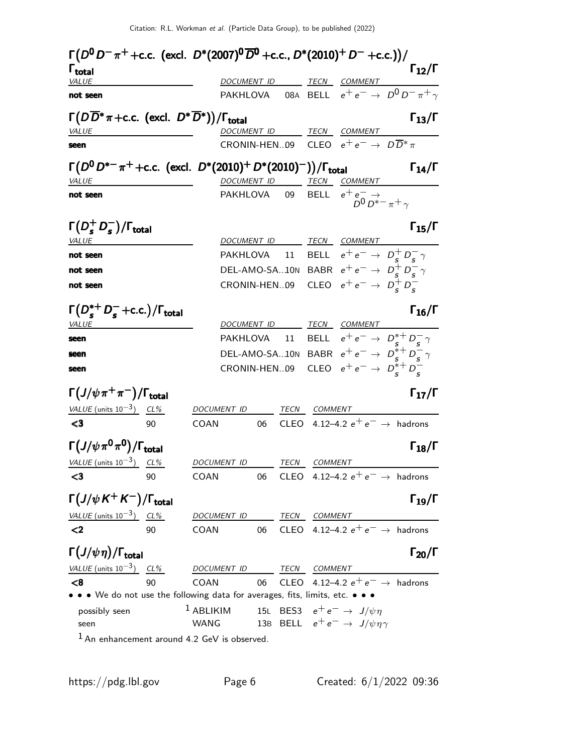### $\Gamma(D^0 D^- \pi^+ + \text{c.c. (excl. } D^*(2007)^0 \overline{D}^0 + \text{c.c.}, D^*(2010)^+ D^- + \text{c.c.}))/\Gamma_{\text{total}}$ — $\Gamma_{12}/\Gamma$

| VALUE | DOCUMENT ID | | TECN | COMMENT |
|---|---|---|---|---|
| **not seen** | PAKHLOVA | 08A | BELL | $e^+ e^- \to D^0 D^- \pi^+ \gamma$ |

### $\Gamma(D \overline{D}^* \pi + \text{c.c. (excl. } D^* \overline{D}^*))/\Gamma_{\text{total}}$ — $\Gamma_{13}/\Gamma$

| VALUE | DOCUMENT ID | | TECN | COMMENT |
|---|---|---|---|---|
| **seen** | CRONIN-HEN..09 | | CLEO | $e^+ e^- \to D \overline{D}^* \pi$ |

### $\Gamma(D^0 D^{*-} \pi^+ + \text{c.c. (excl. } D^*(2010)^+ D^*(2010)^-))/\Gamma_{\text{total}}$ — $\Gamma_{14}/\Gamma$

| VALUE | DOCUMENT ID | | TECN | COMMENT |
|---|---|---|---|---|
| **not seen** | PAKHLOVA | 09 | BELL | $e^+ e^- \to D^0 D^{*-} \pi^+ \gamma$ |

### $\Gamma(D_s^+ D_s^-)/\Gamma_{\text{total}}$ — $\Gamma_{15}/\Gamma$

| VALUE | DOCUMENT ID | | TECN | COMMENT |
|---|---|---|---|---|
| **not seen** | PAKHLOVA | 11 | BELL | $e^+ e^- \to D_s^+ D_s^- \gamma$ |
| **not seen** | DEL-AMO-SA..10N | | BABR | $e^+ e^- \to D_s^+ D_s^- \gamma$ |
| **not seen** | CRONIN-HEN..09 | | CLEO | $e^+ e^- \to D_s^+ D_s^-$ |

### $\Gamma(D_s^{*+} D_s^- + \text{c.c.})/\Gamma_{\text{total}}$ — $\Gamma_{16}/\Gamma$

| VALUE | DOCUMENT ID | | TECN | COMMENT |
|---|---|---|---|---|
| **seen** | PAKHLOVA | 11 | BELL | $e^+ e^- \to D_s^{*+} D_s^- \gamma$ |
| **seen** | DEL-AMO-SA..10N | | BABR | $e^+ e^- \to D_s^{*+} D_s^- \gamma$ |
| **seen** | CRONIN-HEN..09 | | CLEO | $e^+ e^- \to D_s^{*+} D_s^-$ |

### $\Gamma(J/\psi \pi^+ \pi^-)/\Gamma_{\text{total}}$ — $\Gamma_{17}/\Gamma$

| VALUE (units $10^{-3}$) | CL% | DOCUMENT ID | | TECN | COMMENT |
|---|---|---|---|---|---|
| **<3** | 90 | COAN | 06 | CLEO | 4.12–4.2 $e^+ e^- \to$ hadrons |

### $\Gamma(J/\psi \pi^0 \pi^0)/\Gamma_{\text{total}}$ — $\Gamma_{18}/\Gamma$

| VALUE (units $10^{-3}$) | CL% | DOCUMENT ID | | TECN | COMMENT |
|---|---|---|---|---|---|
| **<3** | 90 | COAN | 06 | CLEO | 4.12–4.2 $e^+ e^- \to$ hadrons |

### $\Gamma(J/\psi K^+ K^-)/\Gamma_{\text{total}}$ — $\Gamma_{19}/\Gamma$

| VALUE (units $10^{-3}$) | CL% | DOCUMENT ID | | TECN | COMMENT |
|---|---|---|---|---|---|
| **<2** | 90 | COAN | 06 | CLEO | 4.12–4.2 $e^+ e^- \to$ hadrons |

### $\Gamma(J/\psi \eta)/\Gamma_{\text{total}}$ — $\Gamma_{20}/\Gamma$

| VALUE (units $10^{-3}$) | CL% | DOCUMENT ID | | TECN | COMMENT |
|---|---|---|---|---|---|
| **<8** | 90 | COAN | 06 | CLEO | 4.12–4.2 $e^+ e^- \to$ hadrons |
| • • • We do not use the following data for averages, fits, limits, etc. • • • | | | | | |
| possibly seen | | ABLIKIM [1] | 15L | BES3 | $e^+ e^- \to J/\psi \eta$ |
| seen | | WANG | 13B | BELL | $e^+ e^- \to J/\psi \eta \gamma$ |

[1] An enhancement around 4.2 GeV is observed.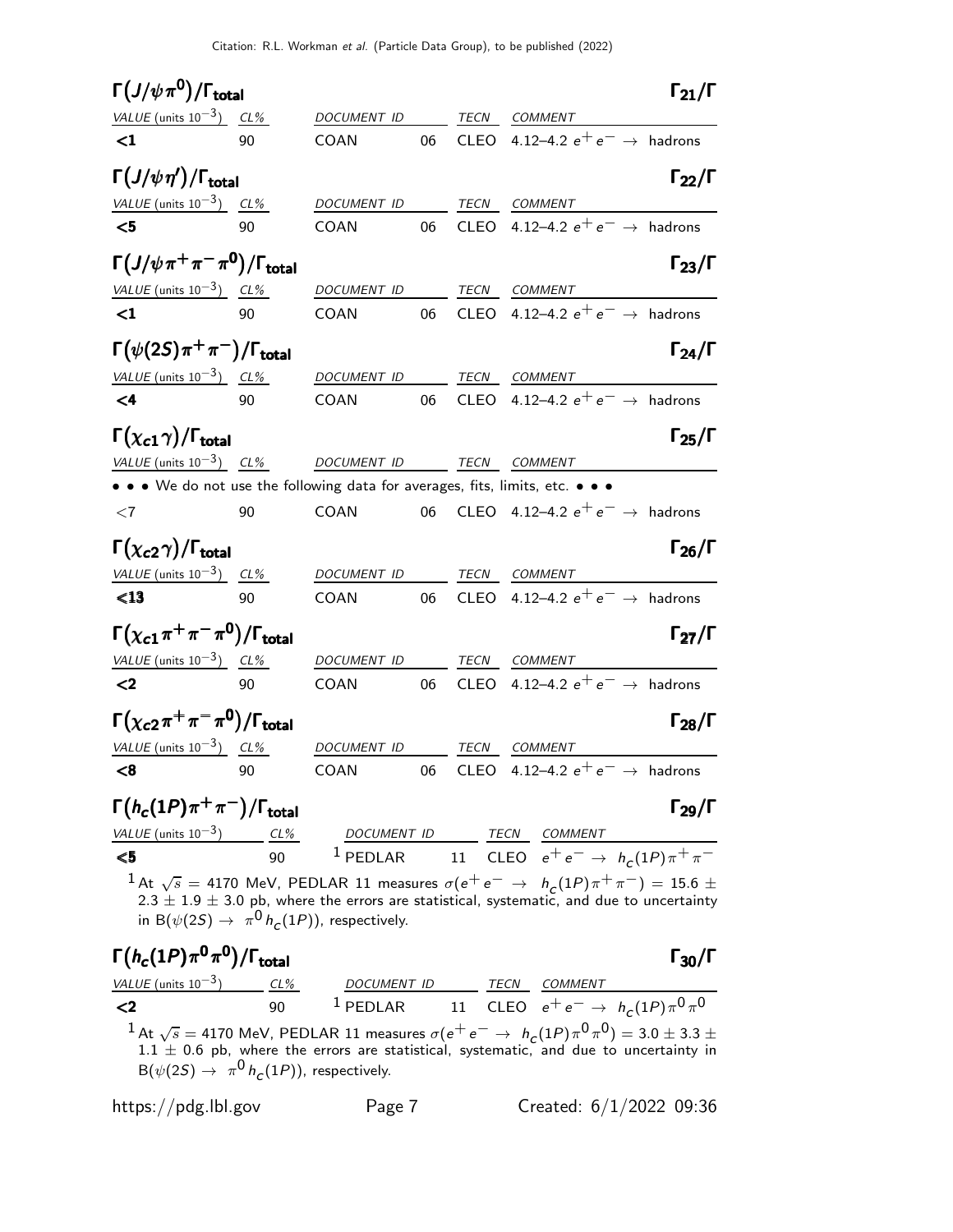### $\Gamma(J/\psi\pi^0)/\Gamma_{\text{total}}$ $\Gamma_{21}/\Gamma$

| VALUE (units $10^{-3}$) | CL% | DOCUMENT ID | | TECN | COMMENT |
|---|---|---|---|---|---|
| **<1** | 90 | COAN | 06 | CLEO | 4.12–4.2 $e^+e^- \rightarrow$ hadrons |

### $\Gamma(J/\psi\eta')/\Gamma_{\text{total}}$ $\Gamma_{22}/\Gamma$

| VALUE (units $10^{-3}$) | CL% | DOCUMENT ID | | TECN | COMMENT |
|---|---|---|---|---|---|
| **<5** | 90 | COAN | 06 | CLEO | 4.12–4.2 $e^+e^- \rightarrow$ hadrons |

### $\Gamma(J/\psi\pi^+\pi^-\pi^0)/\Gamma_{\text{total}}$ $\Gamma_{23}/\Gamma$

| VALUE (units $10^{-3}$) | CL% | DOCUMENT ID | | TECN | COMMENT |
|---|---|---|---|---|---|
| **<1** | 90 | COAN | 06 | CLEO | 4.12–4.2 $e^+e^- \rightarrow$ hadrons |

### $\Gamma(\psi(2S)\pi^+\pi^-)/\Gamma_{\text{total}}$ $\Gamma_{24}/\Gamma$

| VALUE (units $10^{-3}$) | CL% | DOCUMENT ID | | TECN | COMMENT |
|---|---|---|---|---|---|
| **<4** | 90 | COAN | 06 | CLEO | 4.12–4.2 $e^+e^- \rightarrow$ hadrons |

### $\Gamma(\chi_{c1}\gamma)/\Gamma_{\text{total}}$ $\Gamma_{25}/\Gamma$

| VALUE (units $10^{-3}$) | CL% | DOCUMENT ID | | TECN | COMMENT |
|---|---|---|---|---|---|
| • • • We do not use the following data for averages, fits, limits, etc. • • • | | | | | |
| <7 | 90 | COAN | 06 | CLEO | 4.12–4.2 $e^+e^- \rightarrow$ hadrons |

### $\Gamma(\chi_{c2}\gamma)/\Gamma_{\text{total}}$ $\Gamma_{26}/\Gamma$

| VALUE (units $10^{-3}$) | CL% | DOCUMENT ID | | TECN | COMMENT |
|---|---|---|---|---|---|
| **<13** | 90 | COAN | 06 | CLEO | 4.12–4.2 $e^+e^- \rightarrow$ hadrons |

### $\Gamma(\chi_{c1}\pi^+\pi^-\pi^0)/\Gamma_{\text{total}}$ $\Gamma_{27}/\Gamma$

| VALUE (units $10^{-3}$) | CL% | DOCUMENT ID | | TECN | COMMENT |
|---|---|---|---|---|---|
| **<2** | 90 | COAN | 06 | CLEO | 4.12–4.2 $e^+e^- \rightarrow$ hadrons |

### $\Gamma(\chi_{c2}\pi^+\pi^-\pi^0)/\Gamma_{\text{total}}$ $\Gamma_{28}/\Gamma$

| VALUE (units $10^{-3}$) | CL% | DOCUMENT ID | | TECN | COMMENT |
|---|---|---|---|---|---|
| **<8** | 90 | COAN | 06 | CLEO | 4.12–4.2 $e^+e^- \rightarrow$ hadrons |

### $\Gamma(h_c(1P)\pi^+\pi^-)/\Gamma_{\text{total}}$ $\Gamma_{29}/\Gamma$

| VALUE (units $10^{-3}$) | CL% | DOCUMENT ID | | TECN | COMMENT |
|---|---|---|---|---|---|
| **<5** | 90 | [1] PEDLAR | 11 | CLEO | $e^+e^- \rightarrow h_c(1P)\pi^+\pi^-$ |

[1] At $\sqrt{s}$ = 4170 MeV, PEDLAR 11 measures $\sigma(e^+e^- \rightarrow h_c(1P)\pi^+\pi^-) = 15.6 \pm 2.3 \pm 1.9 \pm 3.0$ pb, where the errors are statistical, systematic, and due to uncertainty in $B(\psi(2S) \rightarrow \pi^0 h_c(1P))$, respectively.

### $\Gamma(h_c(1P)\pi^0\pi^0)/\Gamma_{\text{total}}$ $\Gamma_{30}/\Gamma$

| VALUE (units $10^{-3}$) | CL% | DOCUMENT ID | | TECN | COMMENT |
|---|---|---|---|---|---|
| **<2** | 90 | [1] PEDLAR | 11 | CLEO | $e^+e^- \rightarrow h_c(1P)\pi^0\pi^0$ |

[1] At $\sqrt{s}$ = 4170 MeV, PEDLAR 11 measures $\sigma(e^+e^- \rightarrow h_c(1P)\pi^0\pi^0) = 3.0 \pm 3.3 \pm 1.1 \pm 0.6$ pb, where the errors are statistical, systematic, and due to uncertainty in $B(\psi(2S) \rightarrow \pi^0 h_c(1P))$, respectively.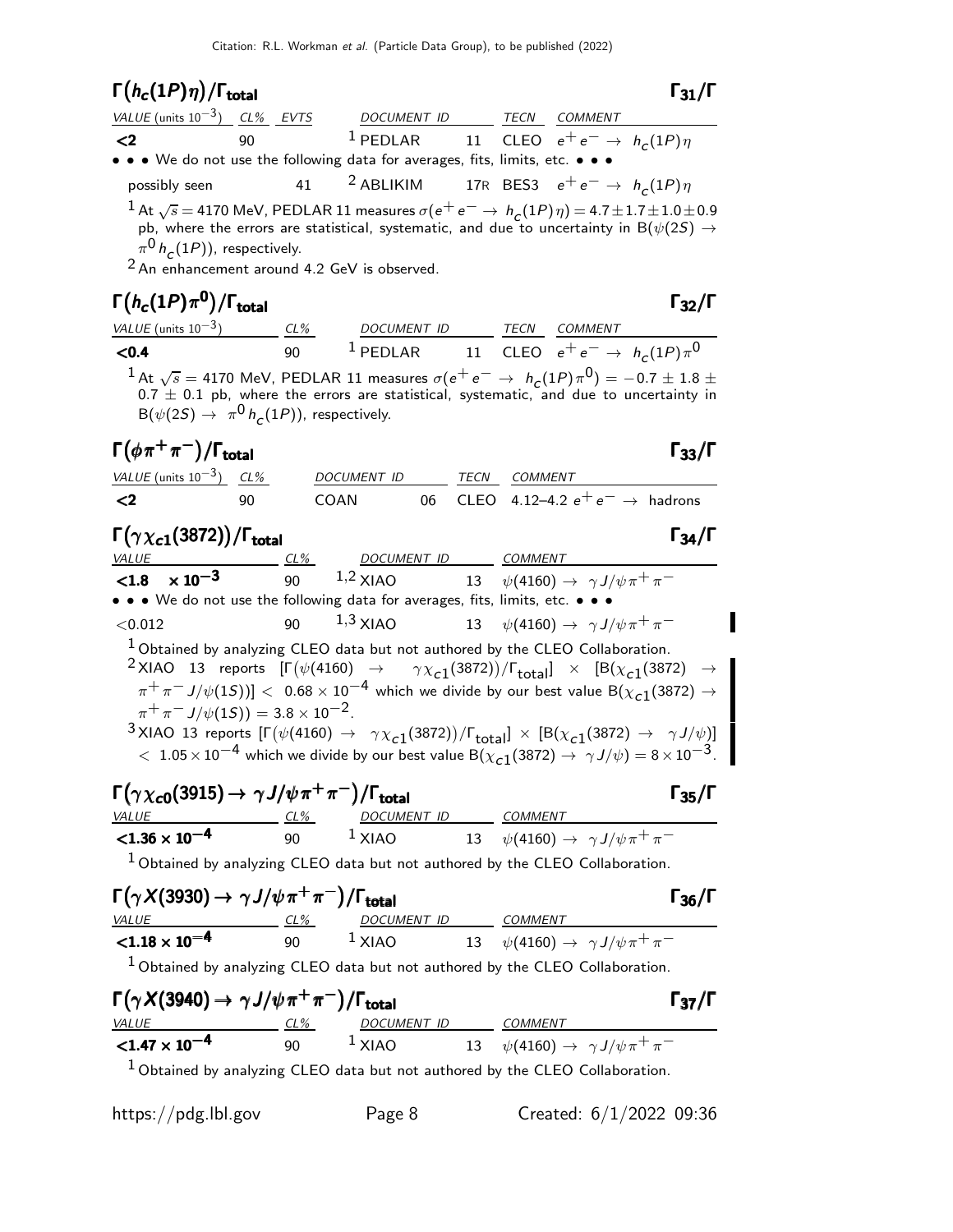## $\Gamma(h_c(1P)\eta)/\Gamma_{total}$ — $\Gamma_{31}/\Gamma$

| VALUE (units $10^{-3}$) | CL% | EVTS | DOCUMENT ID | | TECN | COMMENT |
|---|---|---|---|---|---|---|
| **<2** | 90 | | [1] PEDLAR | 11 | CLEO | $e^+e^- \to h_c(1P)\eta$ |
| • • • We do not use the following data for averages, fits, limits, etc. • • • | | | | | | |
| possibly seen | | 41 | [2] ABLIKIM | 17R | BES3 | $e^+e^- \to h_c(1P)\eta$ |

[1] At $\sqrt{s} = 4170$ MeV, PEDLAR 11 measures $\sigma(e^+e^- \to h_c(1P)\eta) = 4.7 \pm 1.7 \pm 1.0 \pm 0.9$ pb, where the errors are statistical, systematic, and due to uncertainty in $B(\psi(2S) \to \pi^0 h_c(1P))$, respectively.

[2] An enhancement around 4.2 GeV is observed.

## $\Gamma(h_c(1P)\pi^0)/\Gamma_{total}$ — $\Gamma_{32}/\Gamma$

| VALUE (units $10^{-3}$) | CL% | DOCUMENT ID | | TECN | COMMENT |
|---|---|---|---|---|---|
| **<0.4** | 90 | [1] PEDLAR | 11 | CLEO | $e^+e^- \to h_c(1P)\pi^0$ |

[1] At $\sqrt{s} = 4170$ MeV, PEDLAR 11 measures $\sigma(e^+e^- \to h_c(1P)\pi^0) = -0.7 \pm 1.8 \pm 0.7 \pm 0.1$ pb, where the errors are statistical, systematic, and due to uncertainty in $B(\psi(2S) \to \pi^0 h_c(1P))$, respectively.

## $\Gamma(\phi\pi^+\pi^-)/\Gamma_{total}$ — $\Gamma_{33}/\Gamma$

| VALUE (units $10^{-3}$) | CL% | DOCUMENT ID | | TECN | COMMENT |
|---|---|---|---|---|---|
| **<2** | 90 | COAN | 06 | CLEO | 4.12–4.2 $e^+e^- \to$ hadrons |

## $\Gamma(\gamma\chi_{c1}(3872))/\Gamma_{total}$ — $\Gamma_{34}/\Gamma$

| VALUE | CL% | DOCUMENT ID | | COMMENT |
|---|---|---|---|---|
| **<1.8 $\times 10^{-3}$** | 90 | [1,2] XIAO | 13 | $\psi(4160) \to \gamma J/\psi\pi^+\pi^-$ |
| • • • We do not use the following data for averages, fits, limits, etc. • • • | | | | |
| <0.012 | 90 | [1,3] XIAO | 13 | $\psi(4160) \to \gamma J/\psi\pi^+\pi^-$ |

[1] Obtained by analyzing CLEO data but not authored by the CLEO Collaboration.

[2] XIAO 13 reports $[\Gamma(\psi(4160) \to \gamma\chi_{c1}(3872))/\Gamma_{total}] \times [B(\chi_{c1}(3872) \to \pi^+\pi^- J/\psi(1S))] < 0.68 \times 10^{-4}$ which we divide by our best value $B(\chi_{c1}(3872) \to \pi^+\pi^- J/\psi(1S)) = 3.8 \times 10^{-2}$.

[3] XIAO 13 reports $[\Gamma(\psi(4160) \to \gamma\chi_{c1}(3872))/\Gamma_{total}] \times [B(\chi_{c1}(3872) \to \gamma J/\psi)] < 1.05 \times 10^{-4}$ which we divide by our best value $B(\chi_{c1}(3872) \to \gamma J/\psi) = 8 \times 10^{-3}$.

## $\Gamma(\gamma\chi_{c0}(3915) \to \gamma J/\psi\pi^+\pi^-)/\Gamma_{total}$ — $\Gamma_{35}/\Gamma$

| VALUE | CL% | DOCUMENT ID | | COMMENT |
|---|---|---|---|---|
| **<1.36 $\times 10^{-4}$** | 90 | [1] XIAO | 13 | $\psi(4160) \to \gamma J/\psi\pi^+\pi^-$ |

[1] Obtained by analyzing CLEO data but not authored by the CLEO Collaboration.

## $\Gamma(\gamma X(3930) \to \gamma J/\psi\pi^+\pi^-)/\Gamma_{total}$ — $\Gamma_{36}/\Gamma$

| VALUE | CL% | DOCUMENT ID | | COMMENT |
|---|---|---|---|---|
| **<1.18 $\times 10^{-4}$** | 90 | [1] XIAO | 13 | $\psi(4160) \to \gamma J/\psi\pi^+\pi^-$ |

[1] Obtained by analyzing CLEO data but not authored by the CLEO Collaboration.

## $\Gamma(\gamma X(3940) \to \gamma J/\psi\pi^+\pi^-)/\Gamma_{total}$ — $\Gamma_{37}/\Gamma$

| VALUE | CL% | DOCUMENT ID | | COMMENT |
|---|---|---|---|---|
| **<1.47 $\times 10^{-4}$** | 90 | [1] XIAO | 13 | $\psi(4160) \to \gamma J/\psi\pi^+\pi^-$ |

[1] Obtained by analyzing CLEO data but not authored by the CLEO Collaboration.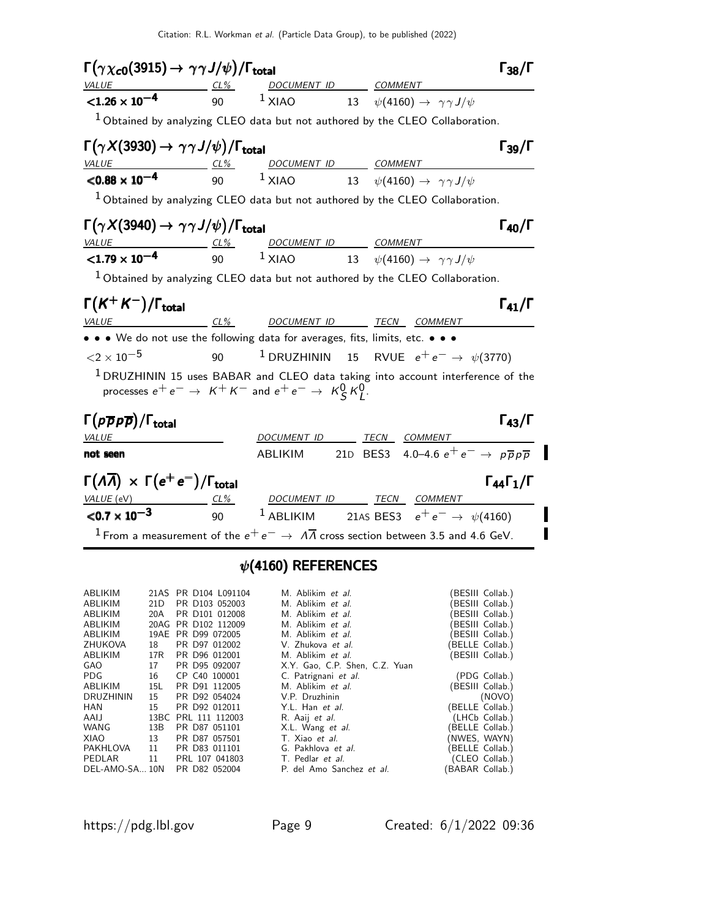### $\Gamma(\gamma \chi_{c0}(3915) \to \gamma\gamma J/\psi)/\Gamma_{\text{total}}$ — $\Gamma_{38}/\Gamma$

| VALUE | CL% | DOCUMENT ID | | COMMENT |
|---|---|---|---|---|
| **$<1.26 \times 10^{-4}$** | 90 | [1] XIAO | 13 | $\psi(4160) \to \gamma\gamma J/\psi$ |

[1] Obtained by analyzing CLEO data but not authored by the CLEO Collaboration.

### $\Gamma(\gamma X(3930) \to \gamma\gamma J/\psi)/\Gamma_{\text{total}}$ — $\Gamma_{39}/\Gamma$

| VALUE | CL% | DOCUMENT ID | | COMMENT |
|---|---|---|---|---|
| **$<0.88 \times 10^{-4}$** | 90 | [1] XIAO | 13 | $\psi(4160) \to \gamma\gamma J/\psi$ |

[1] Obtained by analyzing CLEO data but not authored by the CLEO Collaboration.

### $\Gamma(\gamma X(3940) \to \gamma\gamma J/\psi)/\Gamma_{\text{total}}$ — $\Gamma_{40}/\Gamma$

| VALUE | CL% | DOCUMENT ID | | COMMENT |
|---|---|---|---|---|
| **$<1.79 \times 10^{-4}$** | 90 | [1] XIAO | 13 | $\psi(4160) \to \gamma\gamma J/\psi$ |

[1] Obtained by analyzing CLEO data but not authored by the CLEO Collaboration.

### $\Gamma(K^+ K^-)/\Gamma_{\text{total}}$ — $\Gamma_{41}/\Gamma$

| VALUE | CL% | DOCUMENT ID | | TECN | COMMENT |
|---|---|---|---|---|---|
| • • • We do not use the following data for averages, fits, limits, etc. • • • | | | | | |
| $<2 \times 10^{-5}$ | 90 | [1] DRUZHININ | 15 | RVUE | $e^+ e^- \to \psi(3770)$ |

[1] DRUZHININ 15 uses BABAR and CLEO data taking into account interference of the processes $e^+ e^- \to K^+ K^-$ and $e^+ e^- \to K^0_S K^0_L$.

### $\Gamma(p\overline{p}p\overline{p})/\Gamma_{\text{total}}$ — $\Gamma_{43}/\Gamma$

| VALUE | DOCUMENT ID | | TECN | COMMENT |
|---|---|---|---|---|
| **not seen** | ABLIKIM | 21D | BES3 | 4.0–4.6 $e^+ e^- \to p\overline{p}p\overline{p}$ |

### $\Gamma(\Lambda\overline{\Lambda}) \times \Gamma(e^+ e^-)/\Gamma_{\text{total}}$ — $\Gamma_{44}\Gamma_1/\Gamma$

| VALUE (eV) | CL% | DOCUMENT ID | | TECN | COMMENT |
|---|---|---|---|---|---|
| **$<0.7 \times 10^{-3}$** | 90 | [1] ABLIKIM | 21AS | BES3 | $e^+ e^- \to \psi(4160)$ |

[1] From a measurement of the $e^+ e^- \to \Lambda\overline{\Lambda}$ cross section between 3.5 and 4.6 GeV.

## $\psi(4160)$ REFERENCES

| | | | | |
|---|---|---|---|---|
| ABLIKIM | 21AS | PR D104 L091104 | M. Ablikim *et al.* | (BESIII Collab.) |
| ABLIKIM | 21D | PR D103 052003 | M. Ablikim *et al.* | (BESIII Collab.) |
| ABLIKIM | 20A | PR D101 012008 | M. Ablikim *et al.* | (BESIII Collab.) |
| ABLIKIM | 20AG | PR D102 112009 | M. Ablikim *et al.* | (BESIII Collab.) |
| ABLIKIM | 19AE | PR D99 072005 | M. Ablikim *et al.* | (BESIII Collab.) |
| ZHUKOVA | 18 | PR D97 012002 | V. Zhukova *et al.* | (BELLE Collab.) |
| ABLIKIM | 17R | PR D96 012001 | M. Ablikim *et al.* | (BESIII Collab.) |
| GAO | 17 | PR D95 092007 | X.Y. Gao, C.P. Shen, C.Z. Yuan | |
| PDG | 16 | CP C40 100001 | C. Patrignani *et al.* | (PDG Collab.) |
| ABLIKIM | 15L | PR D91 112005 | M. Ablikim *et al.* | (BESIII Collab.) |
| DRUZHININ | 15 | PR D92 054024 | V.P. Druzhinin | (NOVO) |
| HAN | 15 | PR D92 012011 | Y.L. Han *et al.* | (BELLE Collab.) |
| AAIJ | 13BC | PRL 111 112003 | R. Aaij *et al.* | (LHCb Collab.) |
| WANG | 13B | PR D87 051101 | X.L. Wang *et al.* | (BELLE Collab.) |
| XIAO | 13 | PR D87 057501 | T. Xiao *et al.* | (NWES, WAYN) |
| PAKHLOVA | 11 | PR D83 011101 | G. Pakhlova *et al.* | (BELLE Collab.) |
| PEDLAR | 11 | PRL 107 041803 | T. Pedlar *et al.* | (CLEO Collab.) |
| DEL-AMO-SA... | 10N | PR D82 052004 | P. del Amo Sanchez *et al.* | (BABAR Collab.) |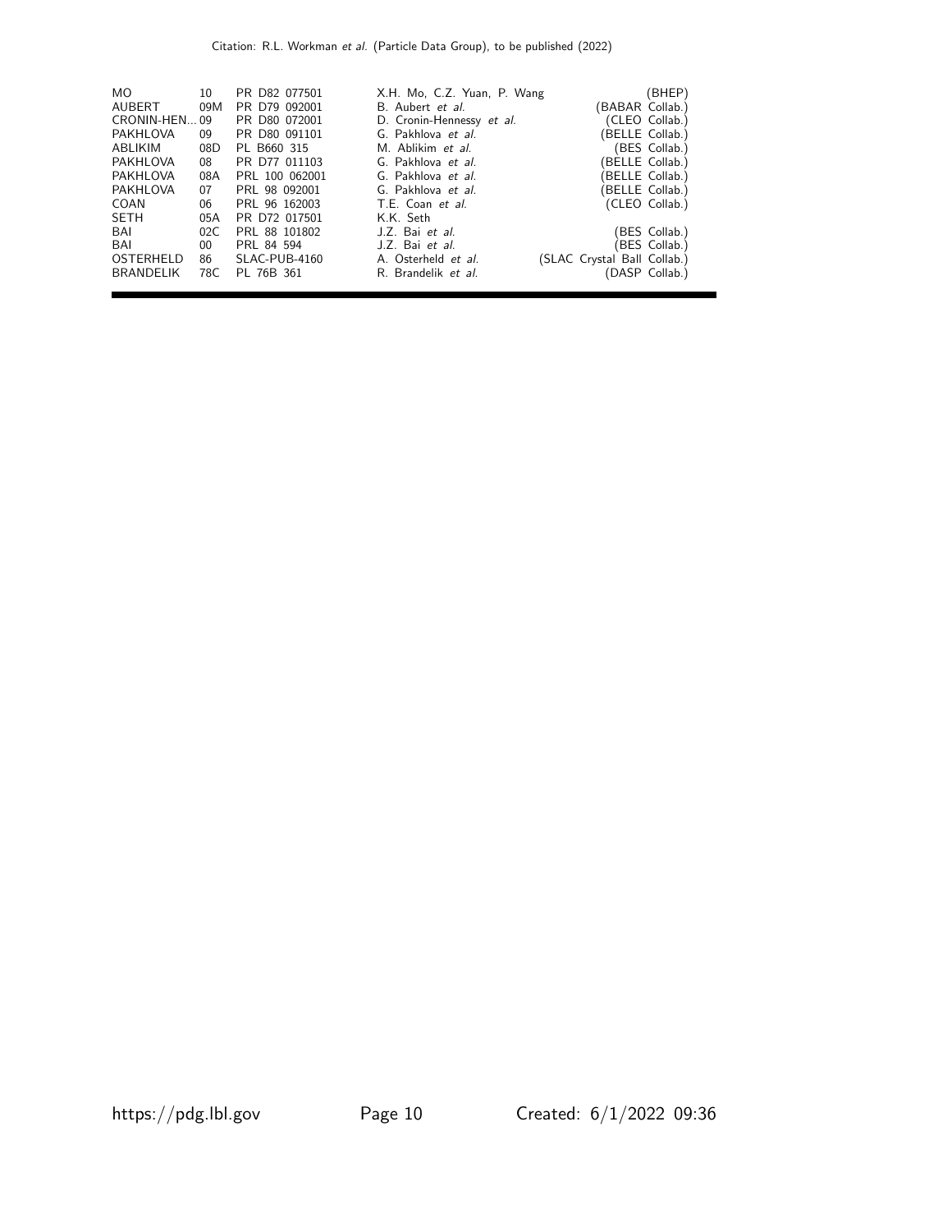| | | | | |
|---|---|---|---|---|
| MO | 10 | PR D82 077501 | X.H. Mo, C.Z. Yuan, P. Wang | (BHEP) |
| AUBERT | 09M | PR D79 092001 | B. Aubert *et al.* | (BABAR Collab.) |
| CRONIN-HEN... | 09 | PR D80 072001 | D. Cronin-Hennessy *et al.* | (CLEO Collab.) |
| PAKHLOVA | 09 | PR D80 091101 | G. Pakhlova *et al.* | (BELLE Collab.) |
| ABLIKIM | 08D | PL B660 315 | M. Ablikim *et al.* | (BES Collab.) |
| PAKHLOVA | 08 | PR D77 011103 | G. Pakhlova *et al.* | (BELLE Collab.) |
| PAKHLOVA | 08A | PRL 100 062001 | G. Pakhlova *et al.* | (BELLE Collab.) |
| PAKHLOVA | 07 | PRL 98 092001 | G. Pakhlova *et al.* | (BELLE Collab.) |
| COAN | 06 | PRL 96 162003 | T.E. Coan *et al.* | (CLEO Collab.) |
| SETH | 05A | PR D72 017501 | K.K. Seth | |
| BAI | 02C | PRL 88 101802 | J.Z. Bai *et al.* | (BES Collab.) |
| BAI | 00 | PRL 84 594 | J.Z. Bai *et al.* | (BES Collab.) |
| OSTERHELD | 86 | SLAC-PUB-4160 | A. Osterheld *et al.* | (SLAC Crystal Ball Collab.) |
| BRANDELIK | 78C | PL 76B 361 | R. Brandelik *et al.* | (DASP Collab.) |